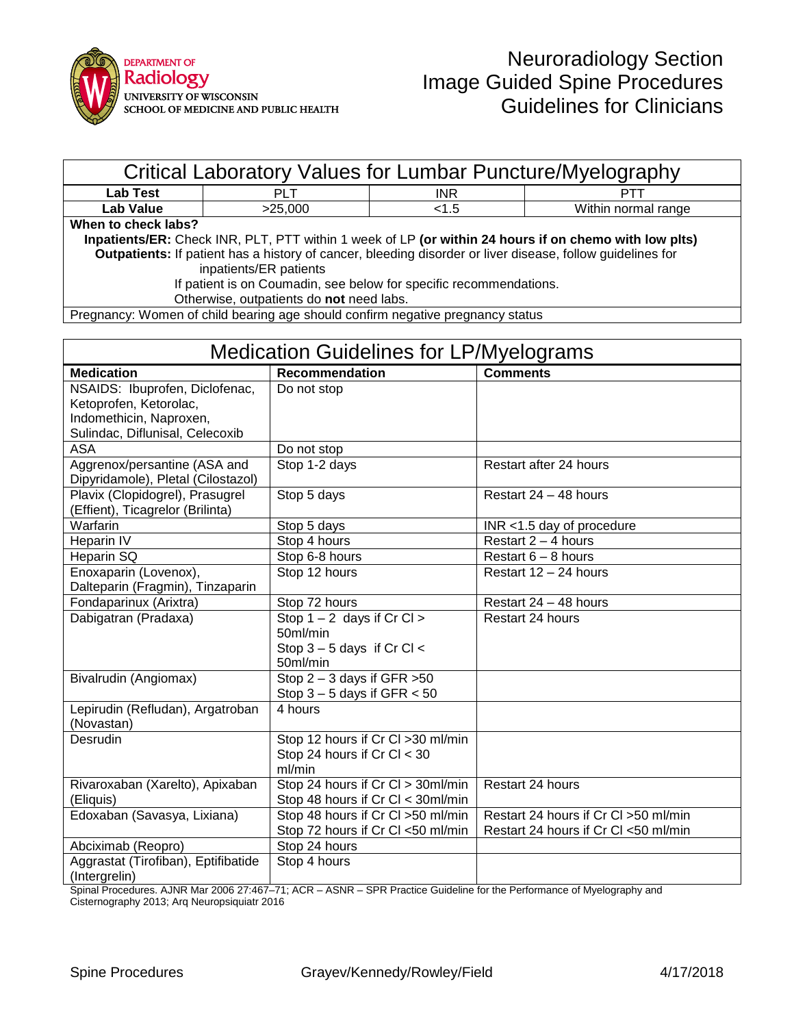DEPARTMENT OF Radiology
UNIVERSITY OF WISCONSIN
SCHOOL OF MEDICINE AND PUBLIC HEALTH

# Neuroradiology Section
# Image Guided Spine Procedures
# Guidelines for Clinicians

## Critical Laboratory Values for Lumbar Puncture/Myelography

| **Lab Test** | PLT | INR | PTT |
|---|---|---|---|
| **Lab Value** | >25,000 | <1.5 | Within normal range |

**When to check labs?**

**Inpatients/ER:** Check INR, PLT, PTT within 1 week of LP **(or within 24 hours if on chemo with low plts)**

**Outpatients:** If patient has a history of cancer, bleeding disorder or liver disease, follow guidelines for inpatients/ER patients

If patient is on Coumadin, see below for specific recommendations.

Otherwise, outpatients do **not** need labs.

Pregnancy: Women of child bearing age should confirm negative pregnancy status

## Medication Guidelines for LP/Myelograms

| **Medication** | **Recommendation** | **Comments** |
|---|---|---|
| NSAIDS: Ibuprofen, Diclofenac, Ketoprofen, Ketorolac, Indomethicin, Naproxen, Sulindac, Diflunisal, Celecoxib | Do not stop | |
| ASA | Do not stop | |
| Aggrenox/persantine (ASA and Dipyridamole), Pletal (Cilostazol) | Stop 1-2 days | Restart after 24 hours |
| Plavix (Clopidogrel), Prasugrel (Effient), Ticagrelor (Brilinta) | Stop 5 days | Restart 24 – 48 hours |
| Warfarin | Stop 5 days | INR <1.5 day of procedure |
| Heparin IV | Stop 4 hours | Restart 2 – 4 hours |
| Heparin SQ | Stop 6-8 hours | Restart 6 – 8 hours |
| Enoxaparin (Lovenox), Dalteparin (Fragmin), Tinzaparin | Stop 12 hours | Restart 12 – 24 hours |
| Fondaparinux (Arixtra) | Stop 72 hours | Restart 24 – 48 hours |
| Dabigatran (Pradaxa) | Stop 1 – 2 days if Cr Cl > 50ml/min<br>Stop 3 – 5 days if Cr Cl < 50ml/min | Restart 24 hours |
| Bivalrudin (Angiomax) | Stop 2 – 3 days if GFR >50<br>Stop 3 – 5 days if GFR < 50 | |
| Lepirudin (Refludan), Argatroban (Novastan) | 4 hours | |
| Desrudin | Stop 12 hours if Cr Cl >30 ml/min<br>Stop 24 hours if Cr Cl < 30 ml/min | |
| Rivaroxaban (Xarelto), Apixaban (Eliquis) | Stop 24 hours if Cr Cl > 30ml/min<br>Stop 48 hours if Cr Cl < 30ml/min | Restart 24 hours |
| Edoxaban (Savasya, Lixiana) | Stop 48 hours if Cr Cl >50 ml/min<br>Stop 72 hours if Cr Cl <50 ml/min | Restart 24 hours if Cr Cl >50 ml/min<br>Restart 24 hours if Cr Cl <50 ml/min |
| Abciximab (Reopro) | Stop 24 hours | |
| Aggrastat (Tirofiban), Eptifibatide (Intergrelin) | Stop 4 hours | |

Spinal Procedures. AJNR Mar 2006 27:467–71; ACR – ASNR – SPR Practice Guideline for the Performance of Myelography and Cisternography 2013; Arq Neuropsiquiatr 2016

Spine Procedures Grayev/Kennedy/Rowley/Field 4/17/2018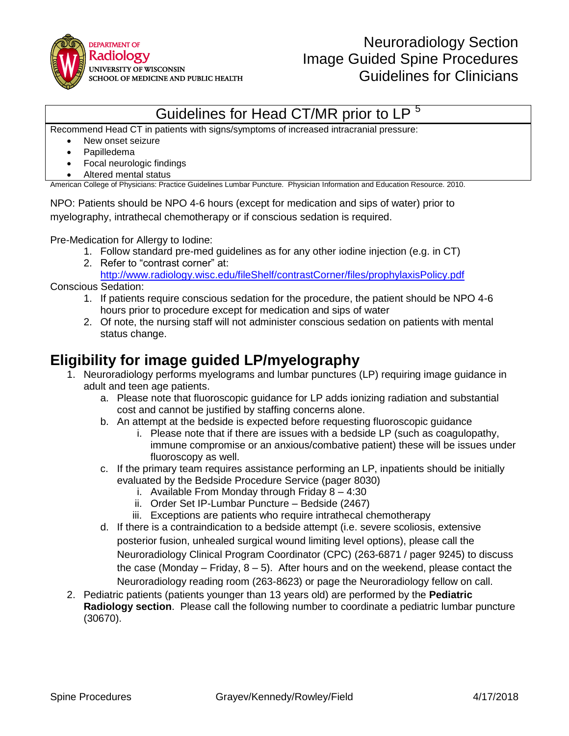## Guidelines for Head CT/MR prior to LP [5]

Recommend Head CT in patients with signs/symptoms of increased intracranial pressure:

- New onset seizure
- Papilledema
- Focal neurologic findings
- Altered mental status

American College of Physicians: Practice Guidelines Lumbar Puncture. Physician Information and Education Resource. 2010.

NPO: Patients should be NPO 4-6 hours (except for medication and sips of water) prior to myelography, intrathecal chemotherapy or if conscious sedation is required.

Pre-Medication for Allergy to Iodine:

1. Follow standard pre-med guidelines as for any other iodine injection (e.g. in CT)
2. Refer to "contrast corner" at: http://www.radiology.wisc.edu/fileShelf/contrastCorner/files/prophylaxisPolicy.pdf

Conscious Sedation:

1. If patients require conscious sedation for the procedure, the patient should be NPO 4-6 hours prior to procedure except for medication and sips of water
2. Of note, the nursing staff will not administer conscious sedation on patients with mental status change.

# Eligibility for image guided LP/myelography

1. Neuroradiology performs myelograms and lumbar punctures (LP) requiring image guidance in adult and teen age patients.
   a. Please note that fluoroscopic guidance for LP adds ionizing radiation and substantial cost and cannot be justified by staffing concerns alone.
   b. An attempt at the bedside is expected before requesting fluoroscopic guidance
      i. Please note that if there are issues with a bedside LP (such as coagulopathy, immune compromise or an anxious/combative patient) these will be issues under fluoroscopy as well.
   c. If the primary team requires assistance performing an LP, inpatients should be initially evaluated by the Bedside Procedure Service (pager 8030)
      i. Available From Monday through Friday 8 – 4:30
      ii. Order Set IP-Lumbar Puncture – Bedside (2467)
      iii. Exceptions are patients who require intrathecal chemotherapy
   d. If there is a contraindication to a bedside attempt (i.e. severe scoliosis, extensive posterior fusion, unhealed surgical wound limiting level options), please call the Neuroradiology Clinical Program Coordinator (CPC) (263-6871 / pager 9245) to discuss the case (Monday – Friday, 8 – 5). After hours and on the weekend, please contact the Neuroradiology reading room (263-8623) or page the Neuroradiology fellow on call.
2. Pediatric patients (patients younger than 13 years old) are performed by the **Pediatric Radiology section**. Please call the following number to coordinate a pediatric lumbar puncture (30670).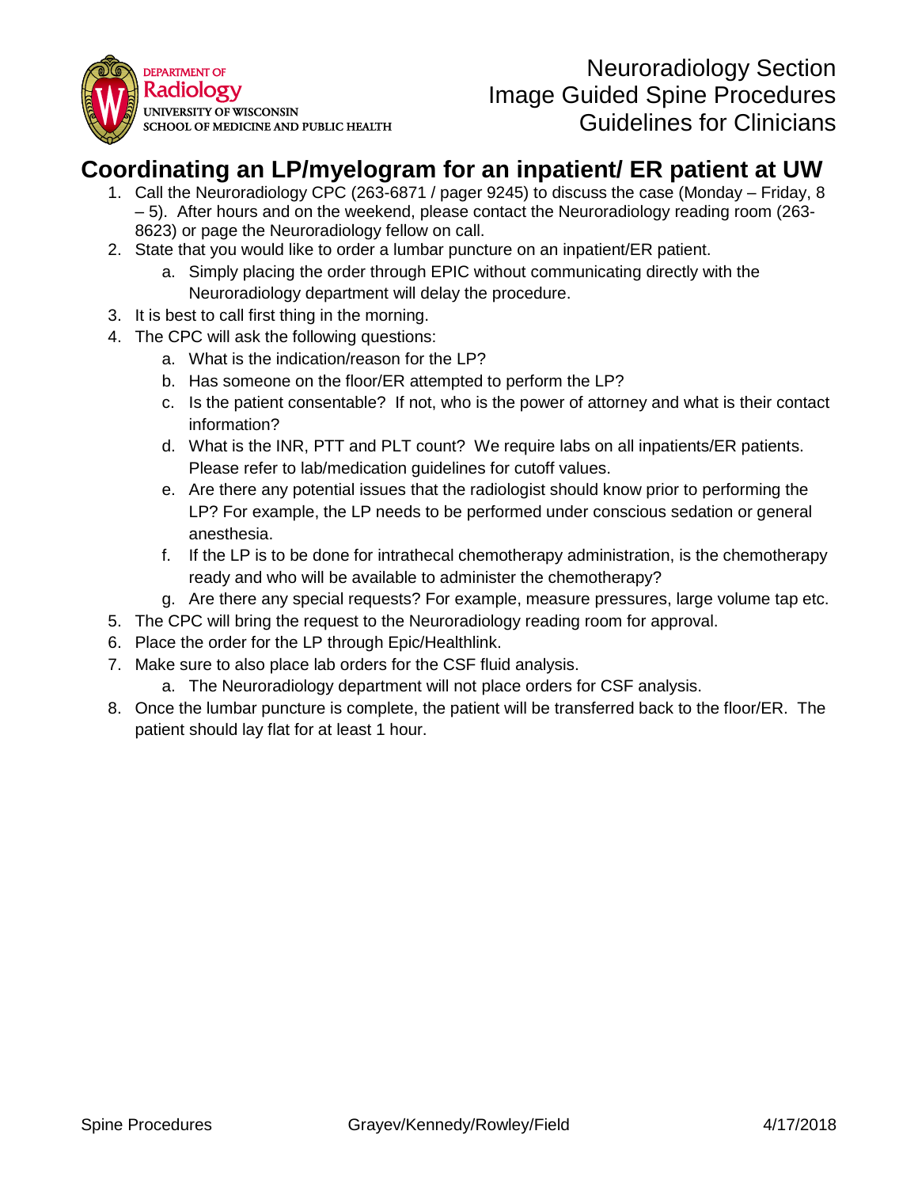# Coordinating an LP/myelogram for an inpatient/ ER patient at UW

1. Call the Neuroradiology CPC (263-6871 / pager 9245) to discuss the case (Monday – Friday, 8 – 5). After hours and on the weekend, please contact the Neuroradiology reading room (263-8623) or page the Neuroradiology fellow on call.
2. State that you would like to order a lumbar puncture on an inpatient/ER patient.
   a. Simply placing the order through EPIC without communicating directly with the Neuroradiology department will delay the procedure.
3. It is best to call first thing in the morning.
4. The CPC will ask the following questions:
   a. What is the indication/reason for the LP?
   b. Has someone on the floor/ER attempted to perform the LP?
   c. Is the patient consentable? If not, who is the power of attorney and what is their contact information?
   d. What is the INR, PTT and PLT count? We require labs on all inpatients/ER patients. Please refer to lab/medication guidelines for cutoff values.
   e. Are there any potential issues that the radiologist should know prior to performing the LP? For example, the LP needs to be performed under conscious sedation or general anesthesia.
   f. If the LP is to be done for intrathecal chemotherapy administration, is the chemotherapy ready and who will be available to administer the chemotherapy?
   g. Are there any special requests? For example, measure pressures, large volume tap etc.
5. The CPC will bring the request to the Neuroradiology reading room for approval.
6. Place the order for the LP through Epic/Healthlink.
7. Make sure to also place lab orders for the CSF fluid analysis.
   a. The Neuroradiology department will not place orders for CSF analysis.
8. Once the lumbar puncture is complete, the patient will be transferred back to the floor/ER. The patient should lay flat for at least 1 hour.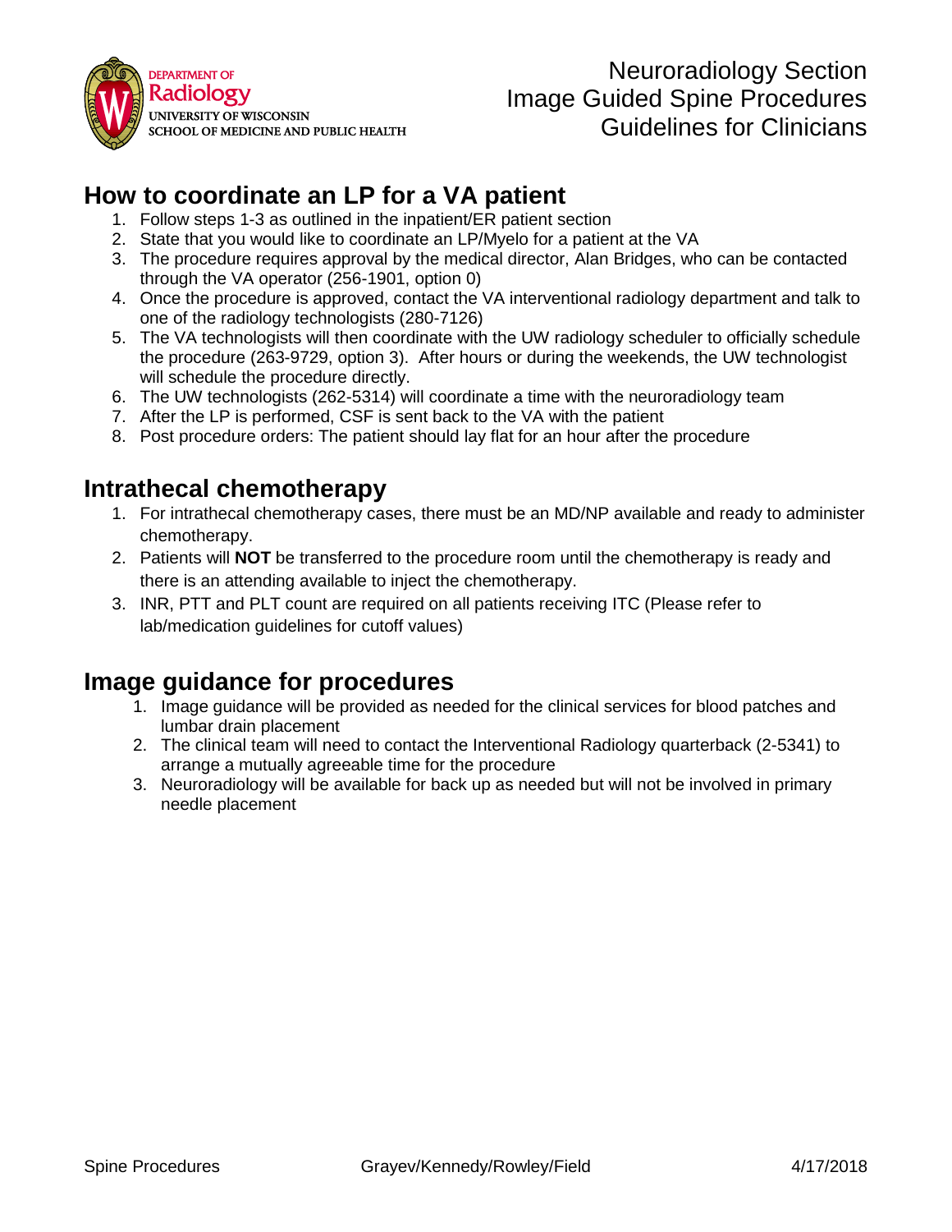## How to coordinate an LP for a VA patient

1. Follow steps 1-3 as outlined in the inpatient/ER patient section
2. State that you would like to coordinate an LP/Myelo for a patient at the VA
3. The procedure requires approval by the medical director, Alan Bridges, who can be contacted through the VA operator (256-1901, option 0)
4. Once the procedure is approved, contact the VA interventional radiology department and talk to one of the radiology technologists (280-7126)
5. The VA technologists will then coordinate with the UW radiology scheduler to officially schedule the procedure (263-9729, option 3). After hours or during the weekends, the UW technologist will schedule the procedure directly.
6. The UW technologists (262-5314) will coordinate a time with the neuroradiology team
7. After the LP is performed, CSF is sent back to the VA with the patient
8. Post procedure orders: The patient should lay flat for an hour after the procedure

## Intrathecal chemotherapy

1. For intrathecal chemotherapy cases, there must be an MD/NP available and ready to administer chemotherapy.
2. Patients will **NOT** be transferred to the procedure room until the chemotherapy is ready and there is an attending available to inject the chemotherapy.
3. INR, PTT and PLT count are required on all patients receiving ITC (Please refer to lab/medication guidelines for cutoff values)

## Image guidance for procedures

1. Image guidance will be provided as needed for the clinical services for blood patches and lumbar drain placement
2. The clinical team will need to contact the Interventional Radiology quarterback (2-5341) to arrange a mutually agreeable time for the procedure
3. Neuroradiology will be available for back up as needed but will not be involved in primary needle placement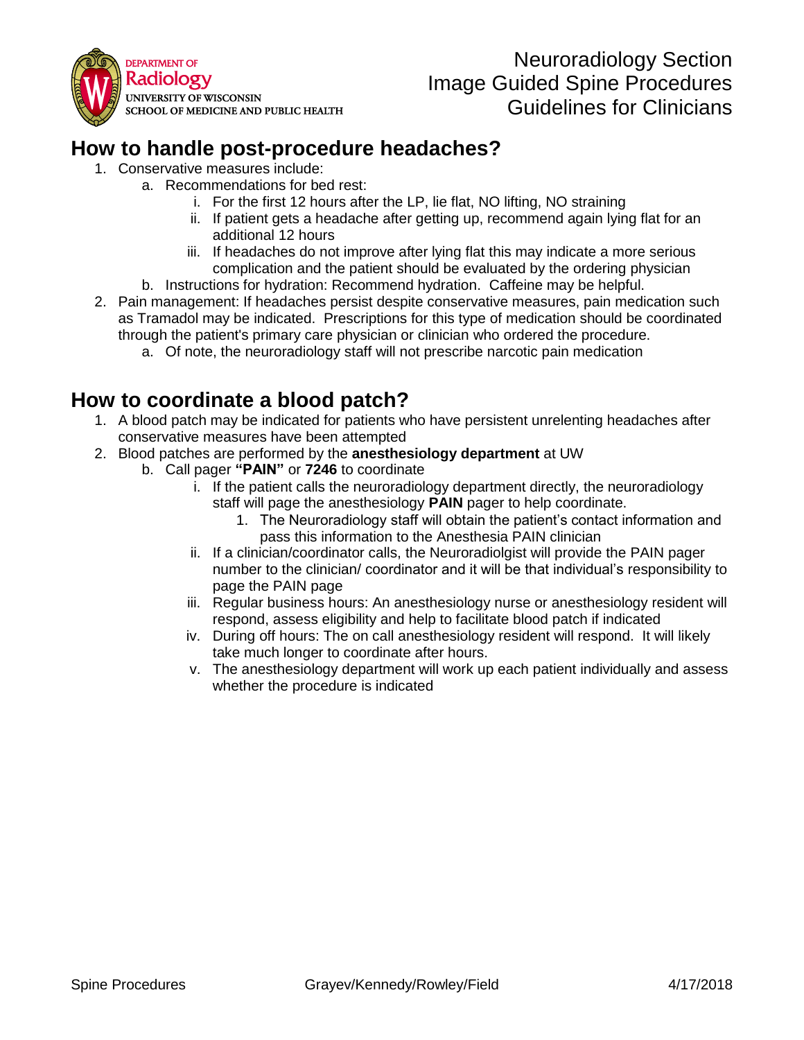## How to handle post-procedure headaches?

1. Conservative measures include:
   a. Recommendations for bed rest:
      i. For the first 12 hours after the LP, lie flat, NO lifting, NO straining
      ii. If patient gets a headache after getting up, recommend again lying flat for an additional 12 hours
      iii. If headaches do not improve after lying flat this may indicate a more serious complication and the patient should be evaluated by the ordering physician
   b. Instructions for hydration: Recommend hydration. Caffeine may be helpful.
2. Pain management: If headaches persist despite conservative measures, pain medication such as Tramadol may be indicated. Prescriptions for this type of medication should be coordinated through the patient's primary care physician or clinician who ordered the procedure.
   a. Of note, the neuroradiology staff will not prescribe narcotic pain medication

## How to coordinate a blood patch?

1. A blood patch may be indicated for patients who have persistent unrelenting headaches after conservative measures have been attempted
2. Blood patches are performed by the **anesthesiology department** at UW
   b. Call pager **"PAIN"** or **7246** to coordinate
      i. If the patient calls the neuroradiology department directly, the neuroradiology staff will page the anesthesiology **PAIN** pager to help coordinate.
         1. The Neuroradiology staff will obtain the patient's contact information and pass this information to the Anesthesia PAIN clinician
      ii. If a clinician/coordinator calls, the Neuroradiolgist will provide the PAIN pager number to the clinician/ coordinator and it will be that individual's responsibility to page the PAIN page
      iii. Regular business hours: An anesthesiology nurse or anesthesiology resident will respond, assess eligibility and help to facilitate blood patch if indicated
      iv. During off hours: The on call anesthesiology resident will respond. It will likely take much longer to coordinate after hours.
      v. The anesthesiology department will work up each patient individually and assess whether the procedure is indicated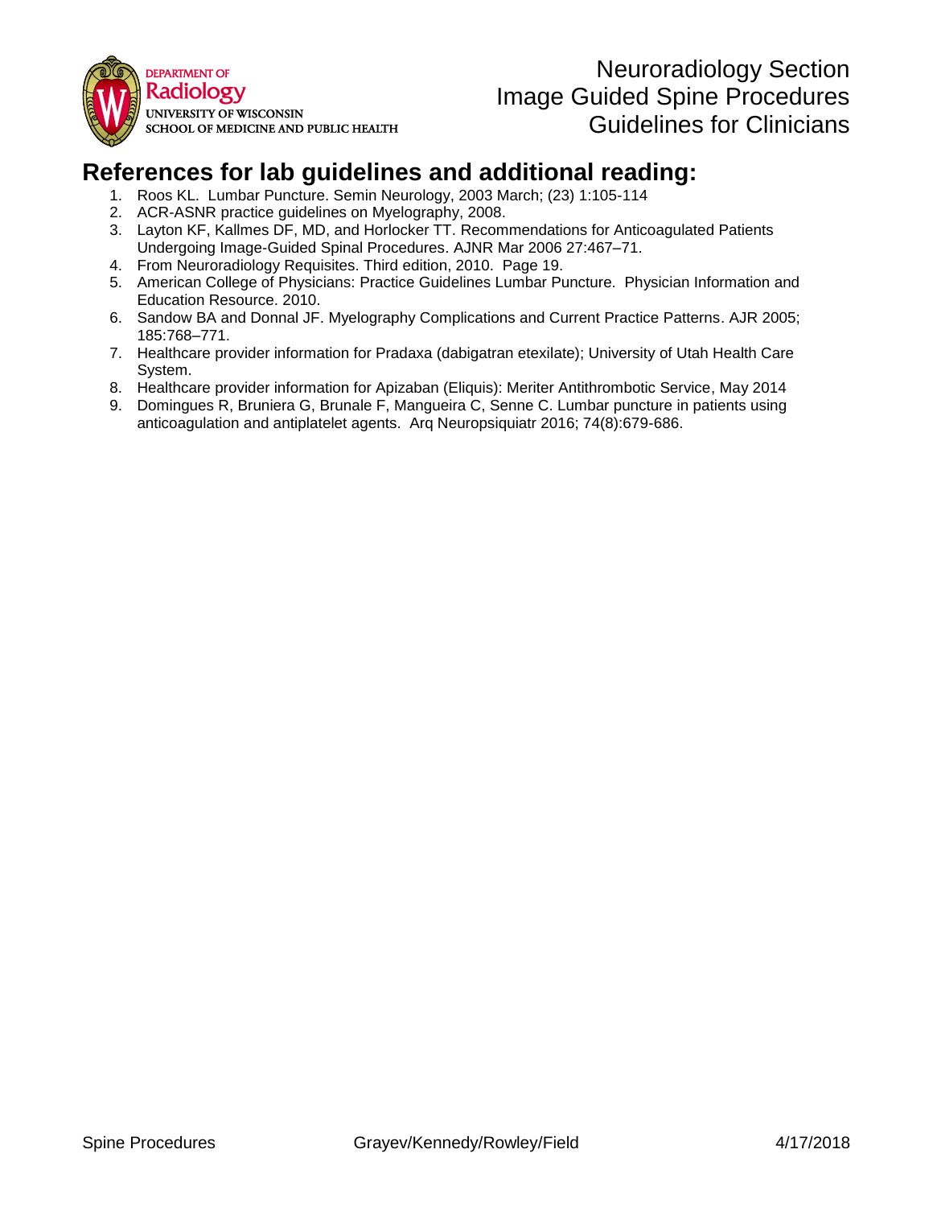## References for lab guidelines and additional reading:

1. Roos KL. Lumbar Puncture. Semin Neurology, 2003 March; (23) 1:105-114
2. ACR-ASNR practice guidelines on Myelography, 2008.
3. Layton KF, Kallmes DF, MD, and Horlocker TT. Recommendations for Anticoagulated Patients Undergoing Image-Guided Spinal Procedures. AJNR Mar 2006 27:467–71.
4. From Neuroradiology Requisites. Third edition, 2010. Page 19.
5. American College of Physicians: Practice Guidelines Lumbar Puncture. Physician Information and Education Resource. 2010.
6. Sandow BA and Donnal JF. Myelography Complications and Current Practice Patterns. AJR 2005; 185:768–771.
7. Healthcare provider information for Pradaxa (dabigatran etexilate); University of Utah Health Care System.
8. Healthcare provider information for Apizaban (Eliquis): Meriter Antithrombotic Service, May 2014
9. Domingues R, Bruniera G, Brunale F, Mangueira C, Senne C. Lumbar puncture in patients using anticoagulation and antiplatelet agents. Arq Neuropsiquiatr 2016; 74(8):679-686.